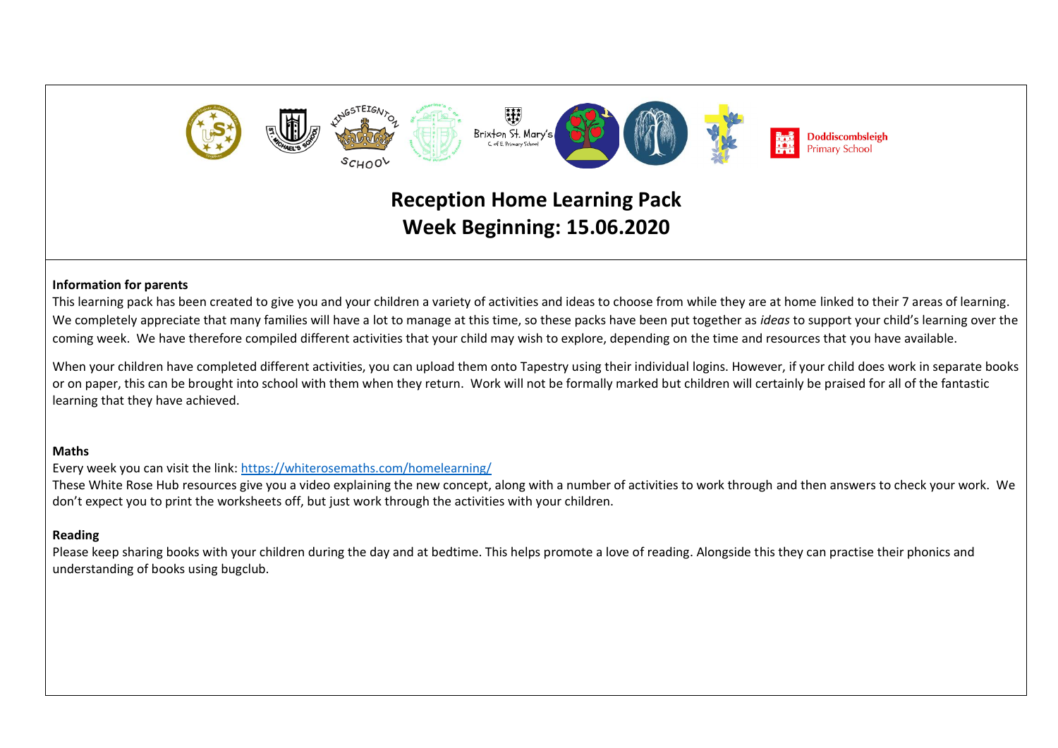Brixton St. Mary's C of E Primary School

Doddiscombsleigh Primary School

# Reception Home Learning Pack
# Week Beginning: 15.06.2020

**Information for parents**

This learning pack has been created to give you and your children a variety of activities and ideas to choose from while they are at home linked to their 7 areas of learning. We completely appreciate that many families will have a lot to manage at this time, so these packs have been put together as *ideas* to support your child's learning over the coming week. We have therefore compiled different activities that your child may wish to explore, depending on the time and resources that you have available.

When your children have completed different activities, you can upload them onto Tapestry using their individual logins. However, if your child does work in separate books or on paper, this can be brought into school with them when they return. Work will not be formally marked but children will certainly be praised for all of the fantastic learning that they have achieved.

**Maths**

Every week you can visit the link: https://whiterosemaths.com/homelearning/

These White Rose Hub resources give you a video explaining the new concept, along with a number of activities to work through and then answers to check your work. We don't expect you to print the worksheets off, but just work through the activities with your children.

**Reading**

Please keep sharing books with your children during the day and at bedtime. This helps promote a love of reading. Alongside this they can practise their phonics and understanding of books using bugclub.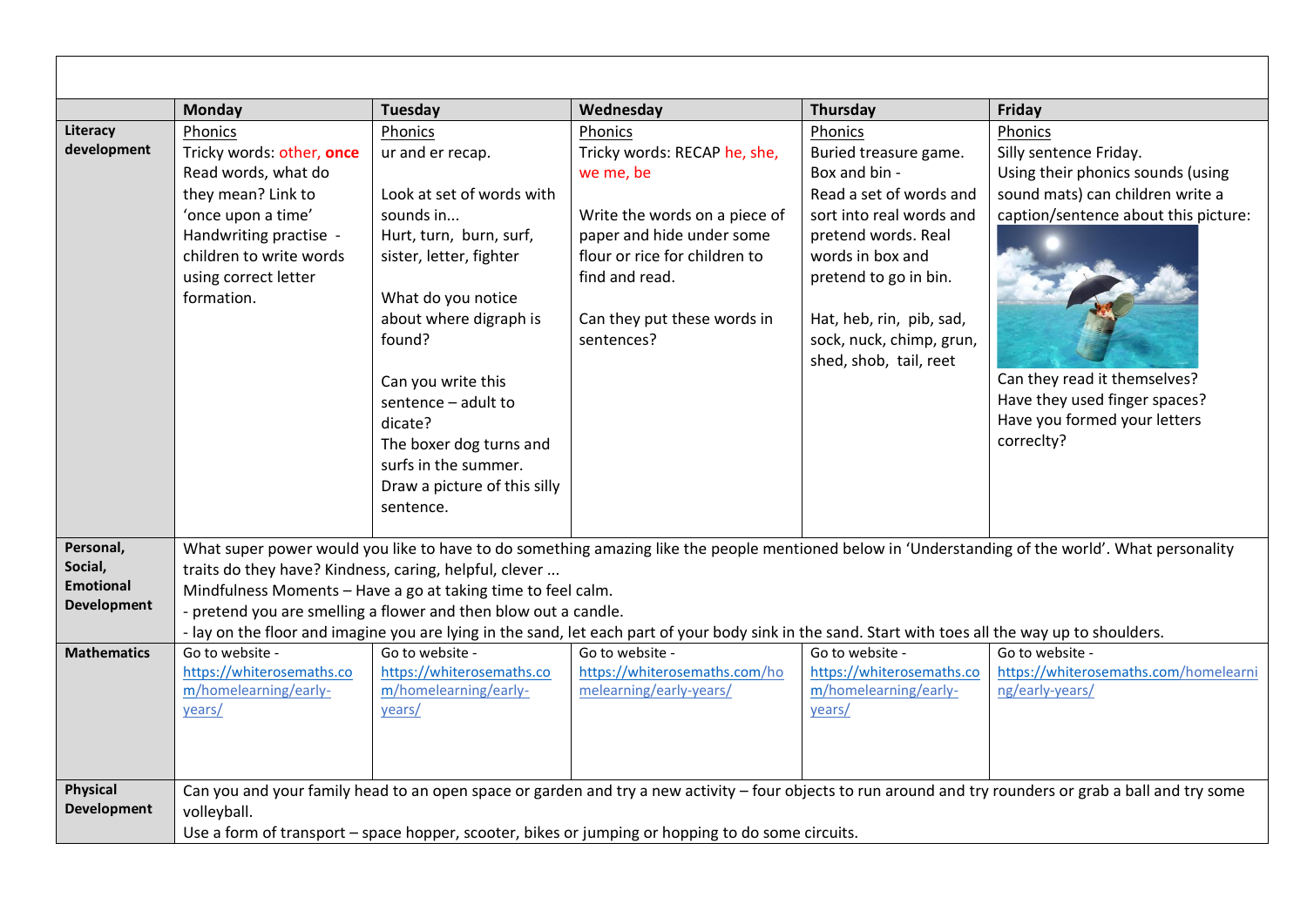| | Monday | Tuesday | Wednesday | Thursday | Friday |
|---|---|---|---|---|---|
| **Literacy development** | Phonics<br>Tricky words: other, **once**<br>Read words, what do they mean? Link to 'once upon a time'<br>Handwriting practise - children to write words using correct letter formation. | Phonics<br>ur and er recap.<br><br>Look at set of words with sounds in...<br>Hurt, turn, burn, surf, sister, letter, fighter<br><br>What do you notice about where digraph is found?<br><br>Can you write this sentence – adult to dicate?<br>The boxer dog turns and surfs in the summer.<br>Draw a picture of this silly sentence. | Phonics<br>Tricky words: RECAP he, she, we me, be<br><br>Write the words on a piece of paper and hide under some flour or rice for children to find and read.<br><br>Can they put these words in sentences? | Phonics<br>Buried treasure game.<br>Box and bin -<br>Read a set of words and sort into real words and pretend words. Real words in box and pretend to go in bin.<br><br>Hat, heb, rin, pib, sad, sock, nuck, chimp, grun, shed, shob, tail, reet | Phonics<br>Silly sentence Friday.<br>Using their phonics sounds (using sound mats) can children write a caption/sentence about this picture:<br>Can they read it themselves?<br>Have they used finger spaces?<br>Have you formed your letters correclty? |
| **Personal, Social, Emotional Development** | What super power would you like to have to do something amazing like the people mentioned below in 'Understanding of the world'. What personality traits do they have? Kindness, caring, helpful, clever ...<br>Mindfulness Moments – Have a go at taking time to feel calm.<br>- pretend you are smelling a flower and then blow out a candle.<br>- lay on the floor and imagine you are lying in the sand, let each part of your body sink in the sand. Start with toes all the way up to shoulders. | | | | |
| **Mathematics** | Go to website - https://whiterosemaths.com/homelearning/early-years/ | Go to website - https://whiterosemaths.com/homelearning/early-years/ | Go to website - https://whiterosemaths.com/homelearning/early-years/ | Go to website - https://whiterosemaths.com/homelearning/early-years/ | Go to website - https://whiterosemaths.com/homelearning/early-years/ |
| **Physical Development** | Can you and your family head to an open space or garden and try a new activity – four objects to run around and try rounders or grab a ball and try some volleyball.<br>Use a form of transport – space hopper, scooter, bikes or jumping or hopping to do some circuits. | | | | |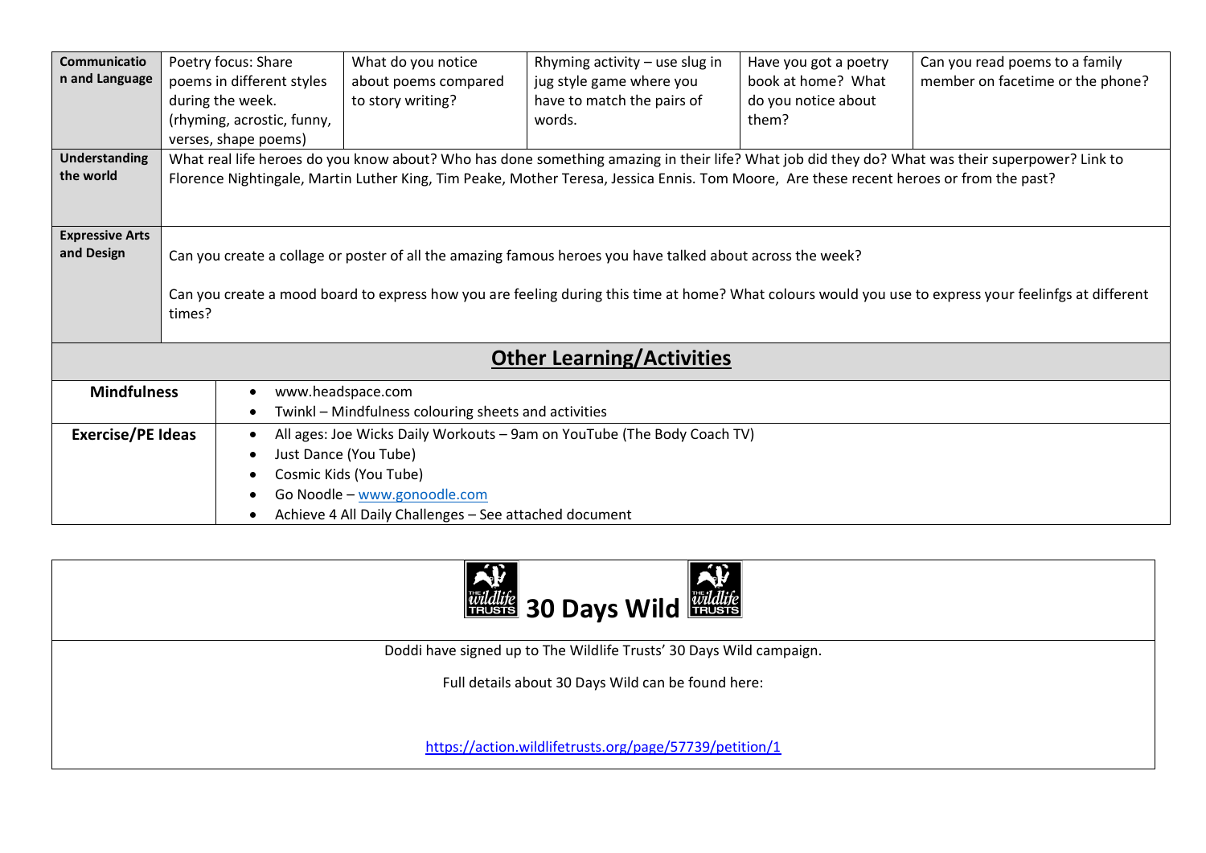| | | | | | |
|---|---|---|---|---|---|
| **Communication and Language** | Poetry focus: Share poems in different styles during the week. (rhyming, acrostic, funny, verses, shape poems) | What do you notice about poems compared to story writing? | Rhyming activity – use slug in jug style game where you have to match the pairs of words. | Have you got a poetry book at home? What do you notice about them? | Can you read poems to a family member on facetime or the phone? |
| **Understanding the world** | What real life heroes do you know about? Who has done something amazing in their life? What job did they do? What was their superpower? Link to Florence Nightingale, Martin Luther King, Tim Peake, Mother Teresa, Jessica Ennis. Tom Moore, Are these recent heroes or from the past? | | | | |
| **Expressive Arts and Design** | Can you create a collage or poster of all the amazing famous heroes you have talked about across the week?<br><br>Can you create a mood board to express how you are feeling during this time at home? What colours would you use to express your feelinfgs at different times? | | | | |

## Other Learning/Activities

| | |
|---|---|
| **Mindfulness** | • www.headspace.com<br>• Twinkl – Mindfulness colouring sheets and activities |
| **Exercise/PE Ideas** | • All ages: Joe Wicks Daily Workouts – 9am on YouTube (The Body Coach TV)<br>• Just Dance (You Tube)<br>• Cosmic Kids (You Tube)<br>• Go Noodle – www.gonoodle.com<br>• Achieve 4 All Daily Challenges – See attached document |

## 30 Days Wild

Doddi have signed up to The Wildlife Trusts' 30 Days Wild campaign.

Full details about 30 Days Wild can be found here:

https://action.wildlifetrusts.org/page/57739/petition/1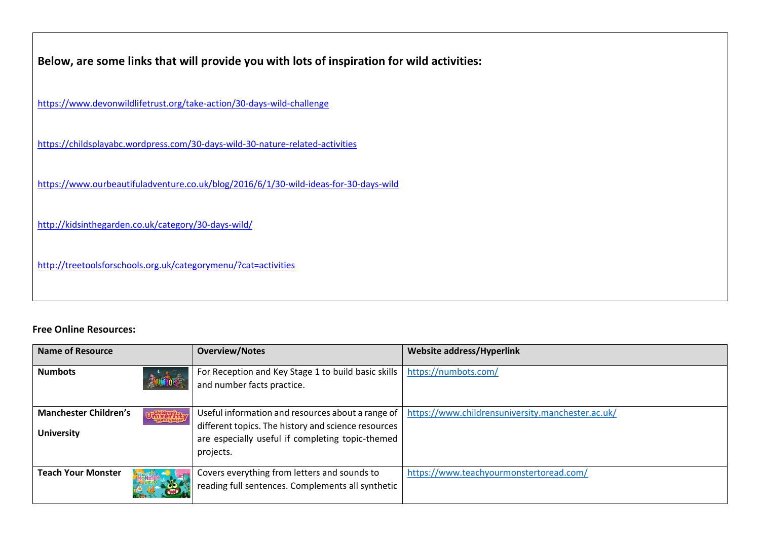**Below, are some links that will provide you with lots of inspiration for wild activities:**

https://www.devonwildlifetrust.org/take-action/30-days-wild-challenge

https://childsplayabc.wordpress.com/30-days-wild-30-nature-related-activities

https://www.ourbeautifuladventure.co.uk/blog/2016/6/1/30-wild-ideas-for-30-days-wild

http://kidsinthegarden.co.uk/category/30-days-wild/

http://treetoolsforschools.org.uk/categorymenu/?cat=activities

**Free Online Resources:**

| Name of Resource | Overview/Notes | Website address/Hyperlink |
| --- | --- | --- |
| **Numbots** | For Reception and Key Stage 1 to build basic skills and number facts practice. | https://numbots.com/ |
| **Manchester Children's University** | Useful information and resources about a range of different topics. The history and science resources are especially useful if completing topic-themed projects. | https://www.childrensuniversity.manchester.ac.uk/ |
| **Teach Your Monster** | Covers everything from letters and sounds to reading full sentences. Complements all synthetic | https://www.teachyourmonstertoread.com/ |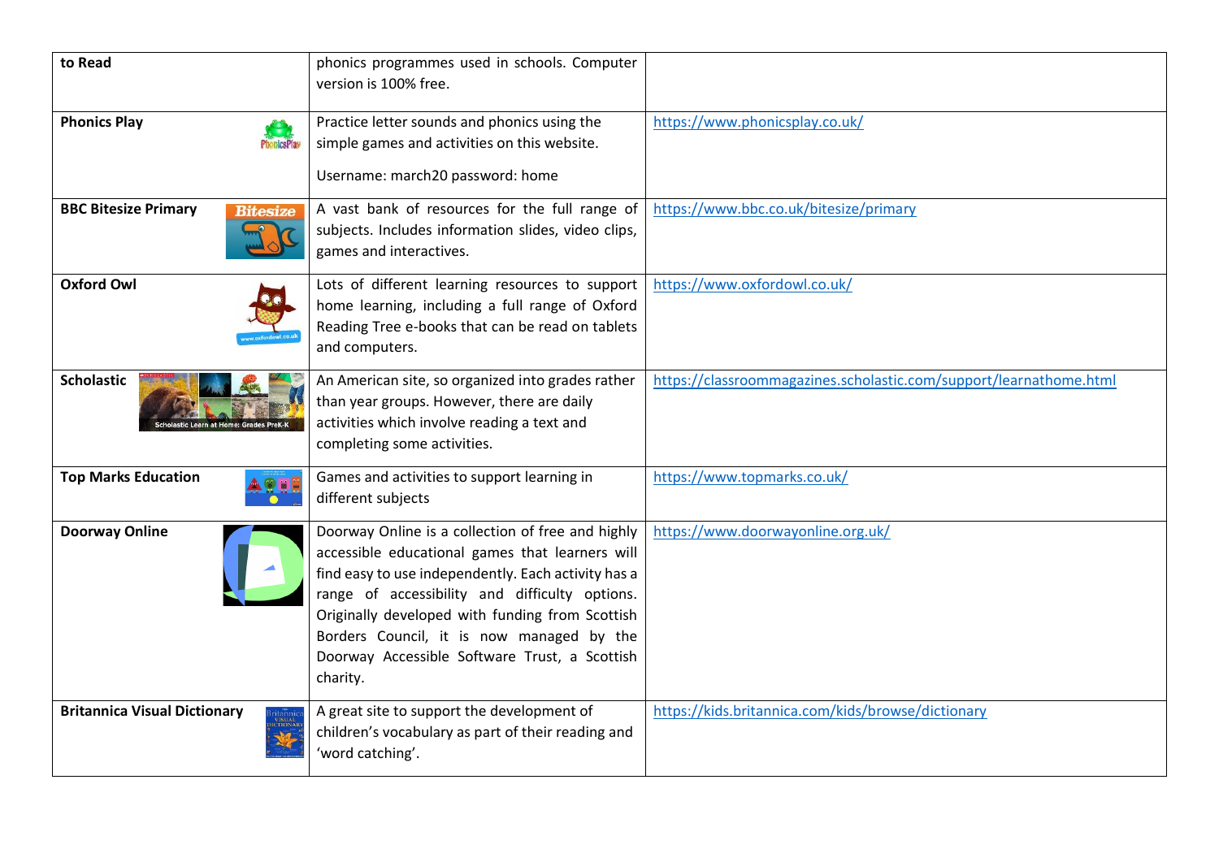| | | |
|---|---|---|
| **to Read** | phonics programmes used in schools. Computer version is 100% free. | |
| **Phonics Play** | Practice letter sounds and phonics using the simple games and activities on this website.<br><br>Username: march20 password: home | https://www.phonicsplay.co.uk/ |
| **BBC Bitesize Primary** | A vast bank of resources for the full range of subjects. Includes information slides, video clips, games and interactives. | https://www.bbc.co.uk/bitesize/primary |
| **Oxford Owl** | Lots of different learning resources to support home learning, including a full range of Oxford Reading Tree e-books that can be read on tablets and computers. | https://www.oxfordowl.co.uk/ |
| **Scholastic** | An American site, so organized into grades rather than year groups. However, there are daily activities which involve reading a text and completing some activities. | https://classroommagazines.scholastic.com/support/learnathome.html |
| **Top Marks Education** | Games and activities to support learning in different subjects | https://www.topmarks.co.uk/ |
| **Doorway Online** | Doorway Online is a collection of free and highly accessible educational games that learners will find easy to use independently. Each activity has a range of accessibility and difficulty options. Originally developed with funding from Scottish Borders Council, it is now managed by the Doorway Accessible Software Trust, a Scottish charity. | https://www.doorwayonline.org.uk/ |
| **Britannica Visual Dictionary** | A great site to support the development of children's vocabulary as part of their reading and 'word catching'. | https://kids.britannica.com/kids/browse/dictionary |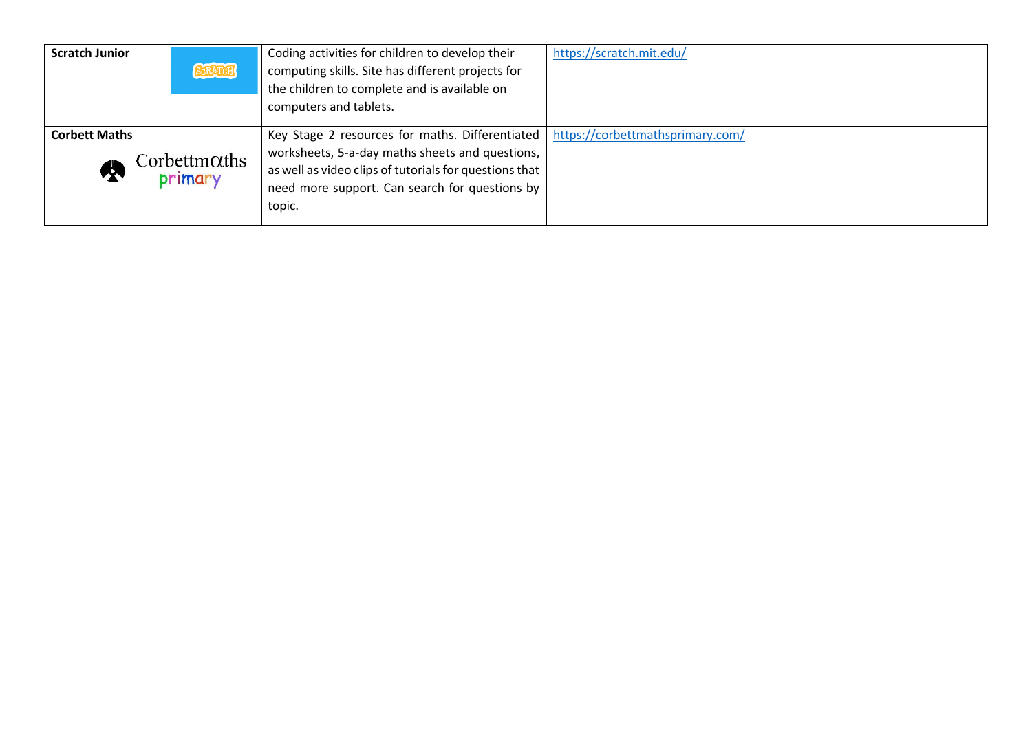| | | |
|---|---|---|
| **Scratch Junior** | Coding activities for children to develop their computing skills. Site has different projects for the children to complete and is available on computers and tablets. | https://scratch.mit.edu/ |
| **Corbett Maths** | Key Stage 2 resources for maths. Differentiated worksheets, 5-a-day maths sheets and questions, as well as video clips of tutorials for questions that need more support. Can search for questions by topic. | https://corbettmathsprimary.com/ |